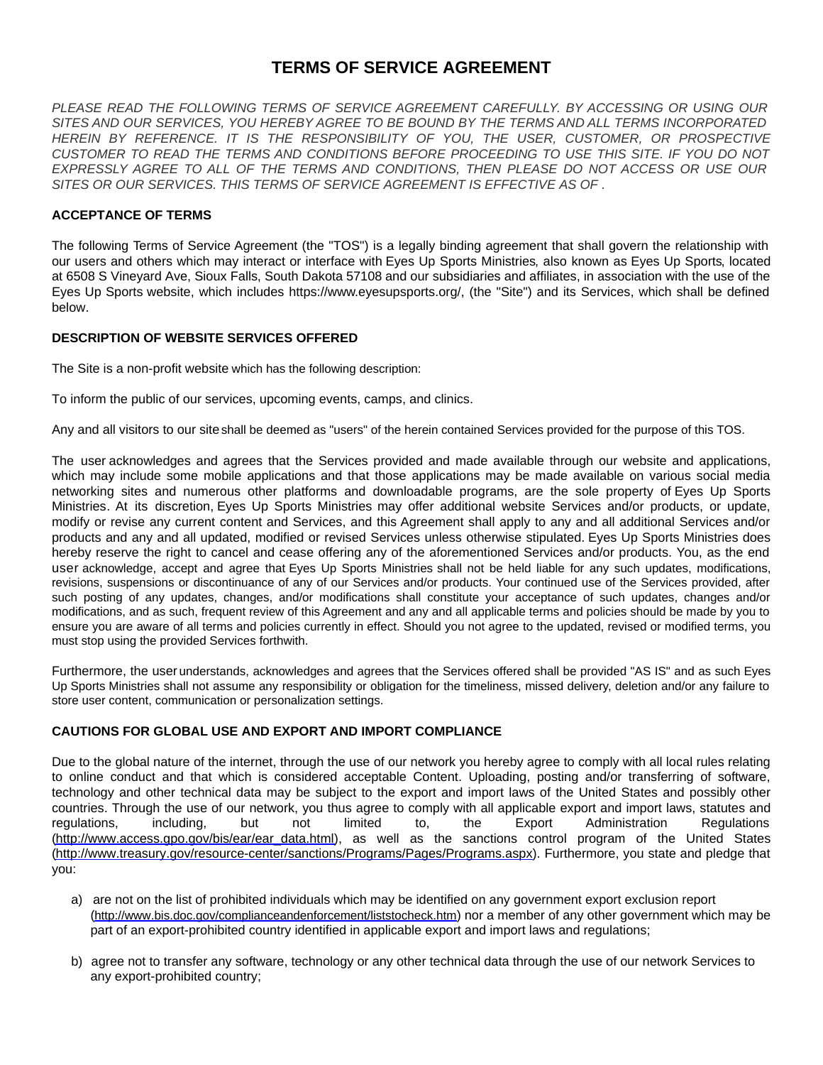# TERMS OF SERVICE AGREEMENT

*PLEASE READ THE FOLLOWING TERMS OF SERVICE AGREEMENT CAREFULLY. BY ACCESSING OR USING OUR SITES AND OUR SERVICES, YOU HEREBY AGREE TO BE BOUND BY THE TERMS AND ALL TERMS INCORPORATED HEREIN BY REFERENCE. IT IS THE RESPONSIBILITY OF YOU, THE USER, CUSTOMER, OR PROSPECTIVE CUSTOMER TO READ THE TERMS AND CONDITIONS BEFORE PROCEEDING TO USE THIS SITE. IF YOU DO NOT EXPRESSLY AGREE TO ALL OF THE TERMS AND CONDITIONS, THEN PLEASE DO NOT ACCESS OR USE OUR SITES OR OUR SERVICES. THIS TERMS OF SERVICE AGREEMENT IS EFFECTIVE AS OF .*

**ACCEPTANCE OF TERMS**

The following Terms of Service Agreement (the "TOS") is a legally binding agreement that shall govern the relationship with our users and others which may interact or interface with Eyes Up Sports Ministries, also known as Eyes Up Sports, located at 6508 S Vineyard Ave, Sioux Falls, South Dakota 57108 and our subsidiaries and affiliates, in association with the use of the Eyes Up Sports website, which includes https://www.eyesupsports.org/, (the "Site") and its Services, which shall be defined below.

**DESCRIPTION OF WEBSITE SERVICES OFFERED**

The Site is a non-profit website which has the following description:

To inform the public of our services, upcoming events, camps, and clinics.

Any and all visitors to our site shall be deemed as "users" of the herein contained Services provided for the purpose of this TOS.

The user acknowledges and agrees that the Services provided and made available through our website and applications, which may include some mobile applications and that those applications may be made available on various social media networking sites and numerous other platforms and downloadable programs, are the sole property of Eyes Up Sports Ministries. At its discretion, Eyes Up Sports Ministries may offer additional website Services and/or products, or update, modify or revise any current content and Services, and this Agreement shall apply to any and all additional Services and/or products and any and all updated, modified or revised Services unless otherwise stipulated. Eyes Up Sports Ministries does hereby reserve the right to cancel and cease offering any of the aforementioned Services and/or products. You, as the end user acknowledge, accept and agree that Eyes Up Sports Ministries shall not be held liable for any such updates, modifications, revisions, suspensions or discontinuance of any of our Services and/or products. Your continued use of the Services provided, after such posting of any updates, changes, and/or modifications shall constitute your acceptance of such updates, changes and/or modifications, and as such, frequent review of this Agreement and any and all applicable terms and policies should be made by you to ensure you are aware of all terms and policies currently in effect. Should you not agree to the updated, revised or modified terms, you must stop using the provided Services forthwith.

Furthermore, the user understands, acknowledges and agrees that the Services offered shall be provided "AS IS" and as such Eyes Up Sports Ministries shall not assume any responsibility or obligation for the timeliness, missed delivery, deletion and/or any failure to store user content, communication or personalization settings.

**CAUTIONS FOR GLOBAL USE AND EXPORT AND IMPORT COMPLIANCE**

Due to the global nature of the internet, through the use of our network you hereby agree to comply with all local rules relating to online conduct and that which is considered acceptable Content. Uploading, posting and/or transferring of software, technology and other technical data may be subject to the export and import laws of the United States and possibly other countries. Through the use of our network, you thus agree to comply with all applicable export and import laws, statutes and regulations, including, but not limited to, the Export Administration Regulations (http://www.access.gpo.gov/bis/ear/ear_data.html), as well as the sanctions control program of the United States (http://www.treasury.gov/resource-center/sanctions/Programs/Pages/Programs.aspx). Furthermore, you state and pledge that you:

a) are not on the list of prohibited individuals which may be identified on any government export exclusion report (http://www.bis.doc.gov/complianceandenforcement/liststocheck.htm) nor a member of any other government which may be part of an export-prohibited country identified in applicable export and import laws and regulations;

b) agree not to transfer any software, technology or any other technical data through the use of our network Services to any export-prohibited country;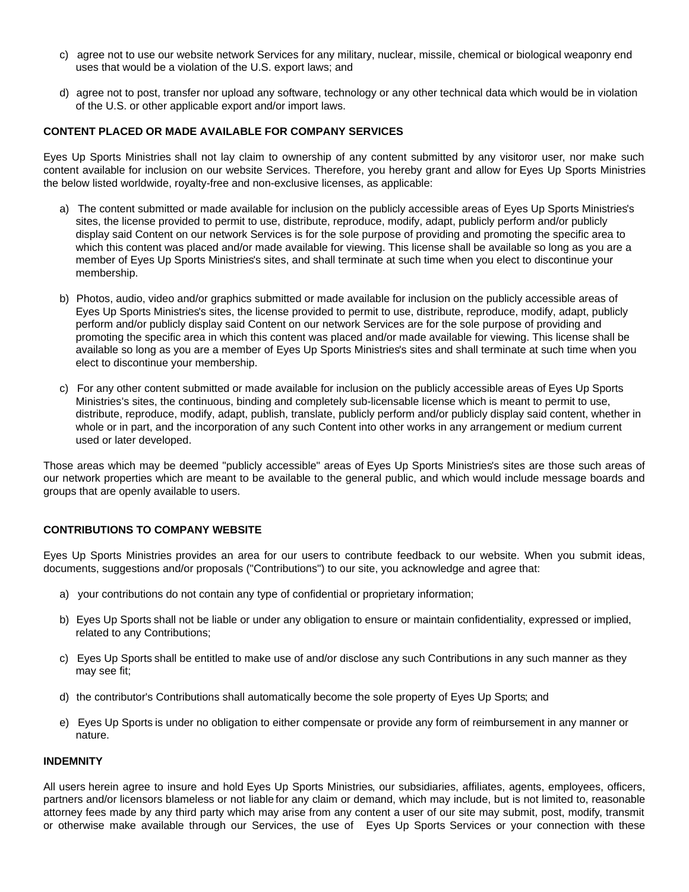c) agree not to use our website network Services for any military, nuclear, missile, chemical or biological weaponry end uses that would be a violation of the U.S. export laws; and

d) agree not to post, transfer nor upload any software, technology or any other technical data which would be in violation of the U.S. or other applicable export and/or import laws.

**CONTENT PLACED OR MADE AVAILABLE FOR COMPANY SERVICES**

Eyes Up Sports Ministries shall not lay claim to ownership of any content submitted by any visitoror user, nor make such content available for inclusion on our website Services. Therefore, you hereby grant and allow for Eyes Up Sports Ministries the below listed worldwide, royalty-free and non-exclusive licenses, as applicable:

a) The content submitted or made available for inclusion on the publicly accessible areas of Eyes Up Sports Ministries's sites, the license provided to permit to use, distribute, reproduce, modify, adapt, publicly perform and/or publicly display said Content on our network Services is for the sole purpose of providing and promoting the specific area to which this content was placed and/or made available for viewing. This license shall be available so long as you are a member of Eyes Up Sports Ministries's sites, and shall terminate at such time when you elect to discontinue your membership.

b) Photos, audio, video and/or graphics submitted or made available for inclusion on the publicly accessible areas of Eyes Up Sports Ministries's sites, the license provided to permit to use, distribute, reproduce, modify, adapt, publicly perform and/or publicly display said Content on our network Services are for the sole purpose of providing and promoting the specific area in which this content was placed and/or made available for viewing. This license shall be available so long as you are a member of Eyes Up Sports Ministries's sites and shall terminate at such time when you elect to discontinue your membership.

c) For any other content submitted or made available for inclusion on the publicly accessible areas of Eyes Up Sports Ministries's sites, the continuous, binding and completely sub-licensable license which is meant to permit to use, distribute, reproduce, modify, adapt, publish, translate, publicly perform and/or publicly display said content, whether in whole or in part, and the incorporation of any such Content into other works in any arrangement or medium current used or later developed.

Those areas which may be deemed "publicly accessible" areas of Eyes Up Sports Ministries's sites are those such areas of our network properties which are meant to be available to the general public, and which would include message boards and groups that are openly available to users.

**CONTRIBUTIONS TO COMPANY WEBSITE**

Eyes Up Sports Ministries provides an area for our users to contribute feedback to our website. When you submit ideas, documents, suggestions and/or proposals ("Contributions") to our site, you acknowledge and agree that:

a) your contributions do not contain any type of confidential or proprietary information;

b) Eyes Up Sports shall not be liable or under any obligation to ensure or maintain confidentiality, expressed or implied, related to any Contributions;

c) Eyes Up Sports shall be entitled to make use of and/or disclose any such Contributions in any such manner as they may see fit;

d) the contributor's Contributions shall automatically become the sole property of Eyes Up Sports; and

e) Eyes Up Sports is under no obligation to either compensate or provide any form of reimbursement in any manner or nature.

**INDEMNITY**

All users herein agree to insure and hold Eyes Up Sports Ministries, our subsidiaries, affiliates, agents, employees, officers, partners and/or licensors blameless or not liable for any claim or demand, which may include, but is not limited to, reasonable attorney fees made by any third party which may arise from any content a user of our site may submit, post, modify, transmit or otherwise make available through our Services, the use of Eyes Up Sports Services or your connection with these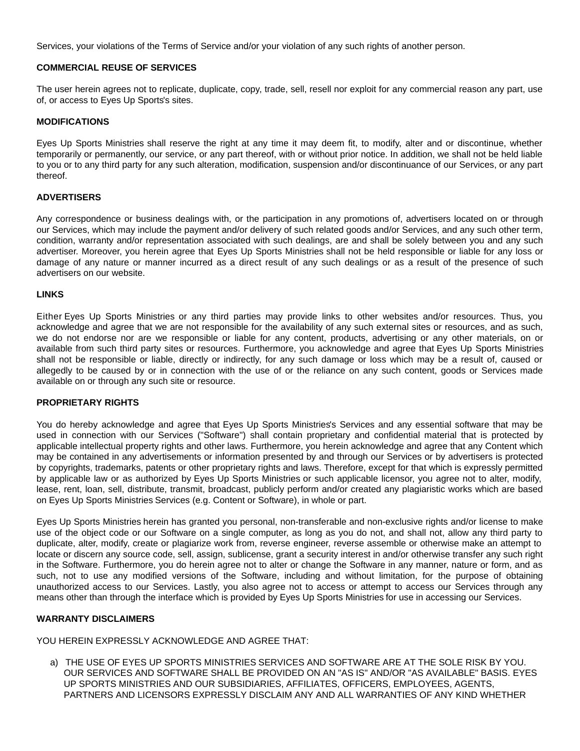Services, your violations of the Terms of Service and/or your violation of any such rights of another person.

**COMMERCIAL REUSE OF SERVICES**

The user herein agrees not to replicate, duplicate, copy, trade, sell, resell nor exploit for any commercial reason any part, use of, or access to Eyes Up Sports's sites.

**MODIFICATIONS**

Eyes Up Sports Ministries shall reserve the right at any time it may deem fit, to modify, alter and or discontinue, whether temporarily or permanently, our service, or any part thereof, with or without prior notice. In addition, we shall not be held liable to you or to any third party for any such alteration, modification, suspension and/or discontinuance of our Services, or any part thereof.

**ADVERTISERS**

Any correspondence or business dealings with, or the participation in any promotions of, advertisers located on or through our Services, which may include the payment and/or delivery of such related goods and/or Services, and any such other term, condition, warranty and/or representation associated with such dealings, are and shall be solely between you and any such advertiser. Moreover, you herein agree that Eyes Up Sports Ministries shall not be held responsible or liable for any loss or damage of any nature or manner incurred as a direct result of any such dealings or as a result of the presence of such advertisers on our website.

**LINKS**

Either Eyes Up Sports Ministries or any third parties may provide links to other websites and/or resources. Thus, you acknowledge and agree that we are not responsible for the availability of any such external sites or resources, and as such, we do not endorse nor are we responsible or liable for any content, products, advertising or any other materials, on or available from such third party sites or resources. Furthermore, you acknowledge and agree that Eyes Up Sports Ministries shall not be responsible or liable, directly or indirectly, for any such damage or loss which may be a result of, caused or allegedly to be caused by or in connection with the use of or the reliance on any such content, goods or Services made available on or through any such site or resource.

**PROPRIETARY RIGHTS**

You do hereby acknowledge and agree that Eyes Up Sports Ministries's Services and any essential software that may be used in connection with our Services ("Software") shall contain proprietary and confidential material that is protected by applicable intellectual property rights and other laws. Furthermore, you herein acknowledge and agree that any Content which may be contained in any advertisements or information presented by and through our Services or by advertisers is protected by copyrights, trademarks, patents or other proprietary rights and laws. Therefore, except for that which is expressly permitted by applicable law or as authorized by Eyes Up Sports Ministries or such applicable licensor, you agree not to alter, modify, lease, rent, loan, sell, distribute, transmit, broadcast, publicly perform and/or created any plagiaristic works which are based on Eyes Up Sports Ministries Services (e.g. Content or Software), in whole or part.

Eyes Up Sports Ministries herein has granted you personal, non-transferable and non-exclusive rights and/or license to make use of the object code or our Software on a single computer, as long as you do not, and shall not, allow any third party to duplicate, alter, modify, create or plagiarize work from, reverse engineer, reverse assemble or otherwise make an attempt to locate or discern any source code, sell, assign, sublicense, grant a security interest in and/or otherwise transfer any such right in the Software. Furthermore, you do herein agree not to alter or change the Software in any manner, nature or form, and as such, not to use any modified versions of the Software, including and without limitation, for the purpose of obtaining unauthorized access to our Services. Lastly, you also agree not to access or attempt to access our Services through any means other than through the interface which is provided by Eyes Up Sports Ministries for use in accessing our Services.

**WARRANTY DISCLAIMERS**

YOU HEREIN EXPRESSLY ACKNOWLEDGE AND AGREE THAT:

a) THE USE OF EYES UP SPORTS MINISTRIES SERVICES AND SOFTWARE ARE AT THE SOLE RISK BY YOU. OUR SERVICES AND SOFTWARE SHALL BE PROVIDED ON AN "AS IS" AND/OR "AS AVAILABLE" BASIS. EYES UP SPORTS MINISTRIES AND OUR SUBSIDIARIES, AFFILIATES, OFFICERS, EMPLOYEES, AGENTS, PARTNERS AND LICENSORS EXPRESSLY DISCLAIM ANY AND ALL WARRANTIES OF ANY KIND WHETHER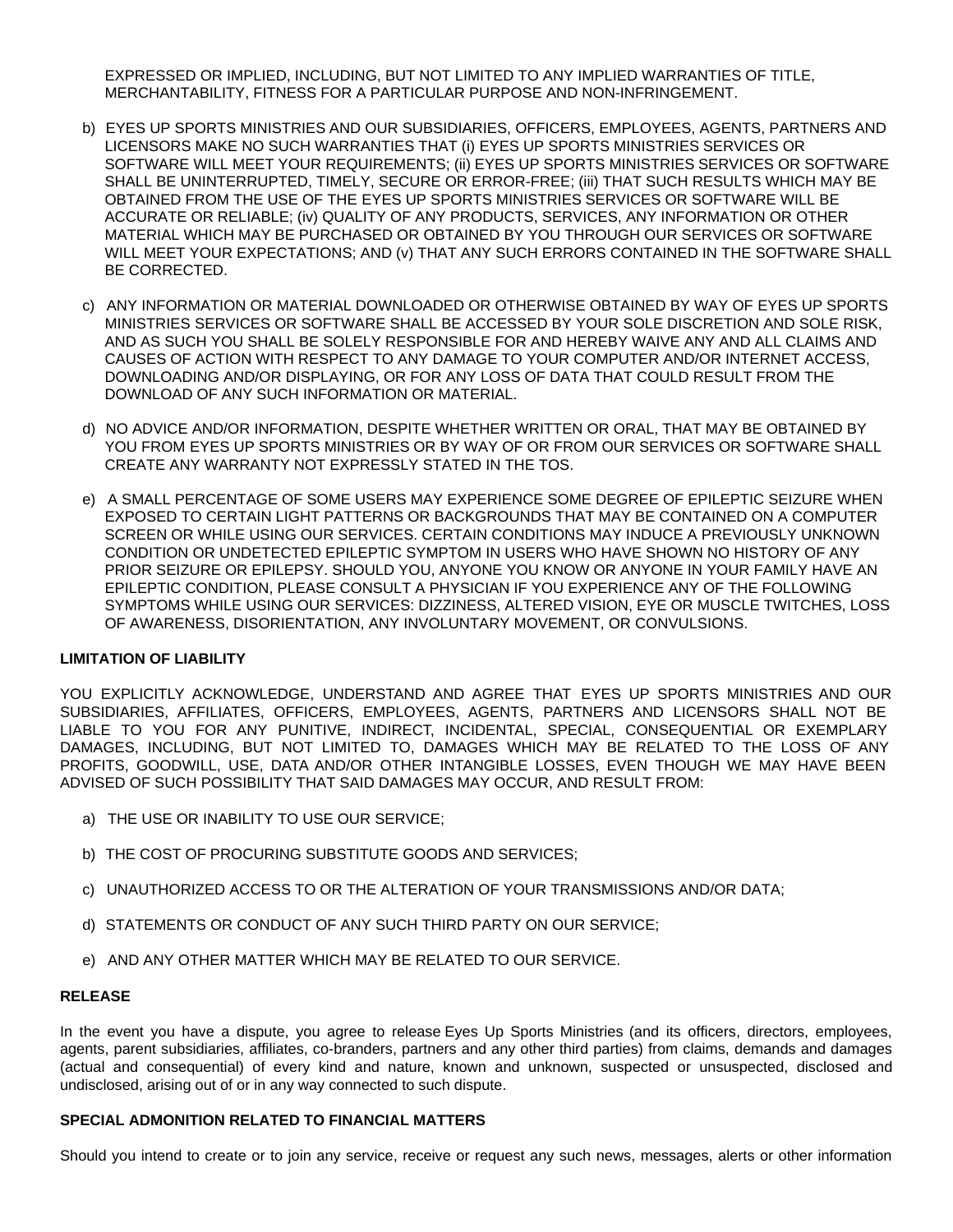EXPRESSED OR IMPLIED, INCLUDING, BUT NOT LIMITED TO ANY IMPLIED WARRANTIES OF TITLE, MERCHANTABILITY, FITNESS FOR A PARTICULAR PURPOSE AND NON-INFRINGEMENT.

b) EYES UP SPORTS MINISTRIES AND OUR SUBSIDIARIES, OFFICERS, EMPLOYEES, AGENTS, PARTNERS AND LICENSORS MAKE NO SUCH WARRANTIES THAT (i) EYES UP SPORTS MINISTRIES SERVICES OR SOFTWARE WILL MEET YOUR REQUIREMENTS; (ii) EYES UP SPORTS MINISTRIES SERVICES OR SOFTWARE SHALL BE UNINTERRUPTED, TIMELY, SECURE OR ERROR-FREE; (iii) THAT SUCH RESULTS WHICH MAY BE OBTAINED FROM THE USE OF THE EYES UP SPORTS MINISTRIES SERVICES OR SOFTWARE WILL BE ACCURATE OR RELIABLE; (iv) QUALITY OF ANY PRODUCTS, SERVICES, ANY INFORMATION OR OTHER MATERIAL WHICH MAY BE PURCHASED OR OBTAINED BY YOU THROUGH OUR SERVICES OR SOFTWARE WILL MEET YOUR EXPECTATIONS; AND (v) THAT ANY SUCH ERRORS CONTAINED IN THE SOFTWARE SHALL BE CORRECTED.

c) ANY INFORMATION OR MATERIAL DOWNLOADED OR OTHERWISE OBTAINED BY WAY OF EYES UP SPORTS MINISTRIES SERVICES OR SOFTWARE SHALL BE ACCESSED BY YOUR SOLE DISCRETION AND SOLE RISK, AND AS SUCH YOU SHALL BE SOLELY RESPONSIBLE FOR AND HEREBY WAIVE ANY AND ALL CLAIMS AND CAUSES OF ACTION WITH RESPECT TO ANY DAMAGE TO YOUR COMPUTER AND/OR INTERNET ACCESS, DOWNLOADING AND/OR DISPLAYING, OR FOR ANY LOSS OF DATA THAT COULD RESULT FROM THE DOWNLOAD OF ANY SUCH INFORMATION OR MATERIAL.

d) NO ADVICE AND/OR INFORMATION, DESPITE WHETHER WRITTEN OR ORAL, THAT MAY BE OBTAINED BY YOU FROM EYES UP SPORTS MINISTRIES OR BY WAY OF OR FROM OUR SERVICES OR SOFTWARE SHALL CREATE ANY WARRANTY NOT EXPRESSLY STATED IN THE TOS.

e) A SMALL PERCENTAGE OF SOME USERS MAY EXPERIENCE SOME DEGREE OF EPILEPTIC SEIZURE WHEN EXPOSED TO CERTAIN LIGHT PATTERNS OR BACKGROUNDS THAT MAY BE CONTAINED ON A COMPUTER SCREEN OR WHILE USING OUR SERVICES. CERTAIN CONDITIONS MAY INDUCE A PREVIOUSLY UNKNOWN CONDITION OR UNDETECTED EPILEPTIC SYMPTOM IN USERS WHO HAVE SHOWN NO HISTORY OF ANY PRIOR SEIZURE OR EPILEPSY. SHOULD YOU, ANYONE YOU KNOW OR ANYONE IN YOUR FAMILY HAVE AN EPILEPTIC CONDITION, PLEASE CONSULT A PHYSICIAN IF YOU EXPERIENCE ANY OF THE FOLLOWING SYMPTOMS WHILE USING OUR SERVICES: DIZZINESS, ALTERED VISION, EYE OR MUSCLE TWITCHES, LOSS OF AWARENESS, DISORIENTATION, ANY INVOLUNTARY MOVEMENT, OR CONVULSIONS.

**LIMITATION OF LIABILITY**

YOU EXPLICITLY ACKNOWLEDGE, UNDERSTAND AND AGREE THAT EYES UP SPORTS MINISTRIES AND OUR SUBSIDIARIES, AFFILIATES, OFFICERS, EMPLOYEES, AGENTS, PARTNERS AND LICENSORS SHALL NOT BE LIABLE TO YOU FOR ANY PUNITIVE, INDIRECT, INCIDENTAL, SPECIAL, CONSEQUENTIAL OR EXEMPLARY DAMAGES, INCLUDING, BUT NOT LIMITED TO, DAMAGES WHICH MAY BE RELATED TO THE LOSS OF ANY PROFITS, GOODWILL, USE, DATA AND/OR OTHER INTANGIBLE LOSSES, EVEN THOUGH WE MAY HAVE BEEN ADVISED OF SUCH POSSIBILITY THAT SAID DAMAGES MAY OCCUR, AND RESULT FROM:

a) THE USE OR INABILITY TO USE OUR SERVICE;

b) THE COST OF PROCURING SUBSTITUTE GOODS AND SERVICES;

c) UNAUTHORIZED ACCESS TO OR THE ALTERATION OF YOUR TRANSMISSIONS AND/OR DATA;

d) STATEMENTS OR CONDUCT OF ANY SUCH THIRD PARTY ON OUR SERVICE;

e) AND ANY OTHER MATTER WHICH MAY BE RELATED TO OUR SERVICE.

**RELEASE**

In the event you have a dispute, you agree to release Eyes Up Sports Ministries (and its officers, directors, employees, agents, parent subsidiaries, affiliates, co-branders, partners and any other third parties) from claims, demands and damages (actual and consequential) of every kind and nature, known and unknown, suspected or unsuspected, disclosed and undisclosed, arising out of or in any way connected to such dispute.

**SPECIAL ADMONITION RELATED TO FINANCIAL MATTERS**

Should you intend to create or to join any service, receive or request any such news, messages, alerts or other information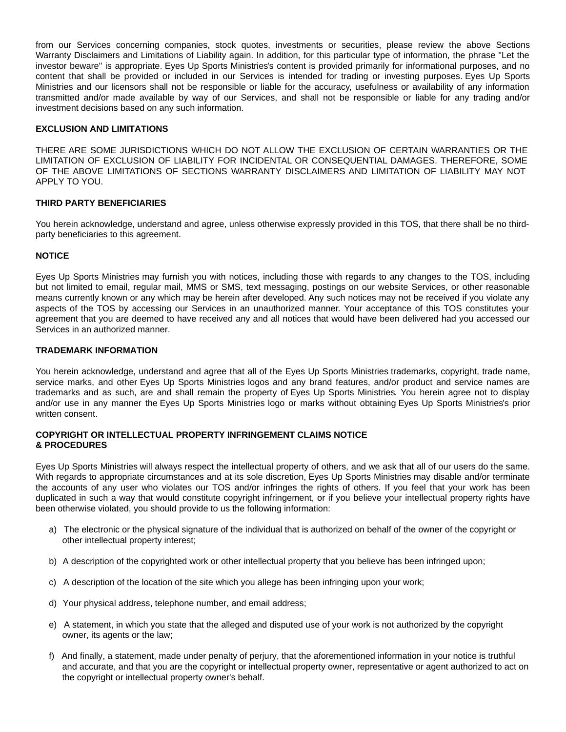from our Services concerning companies, stock quotes, investments or securities, please review the above Sections Warranty Disclaimers and Limitations of Liability again. In addition, for this particular type of information, the phrase "Let the investor beware" is appropriate. Eyes Up Sports Ministries's content is provided primarily for informational purposes, and no content that shall be provided or included in our Services is intended for trading or investing purposes. Eyes Up Sports Ministries and our licensors shall not be responsible or liable for the accuracy, usefulness or availability of any information transmitted and/or made available by way of our Services, and shall not be responsible or liable for any trading and/or investment decisions based on any such information.

**EXCLUSION AND LIMITATIONS**

THERE ARE SOME JURISDICTIONS WHICH DO NOT ALLOW THE EXCLUSION OF CERTAIN WARRANTIES OR THE LIMITATION OF EXCLUSION OF LIABILITY FOR INCIDENTAL OR CONSEQUENTIAL DAMAGES. THEREFORE, SOME OF THE ABOVE LIMITATIONS OF SECTIONS WARRANTY DISCLAIMERS AND LIMITATION OF LIABILITY MAY NOT APPLY TO YOU.

**THIRD PARTY BENEFICIARIES**

You herein acknowledge, understand and agree, unless otherwise expressly provided in this TOS, that there shall be no third-party beneficiaries to this agreement.

**NOTICE**

Eyes Up Sports Ministries may furnish you with notices, including those with regards to any changes to the TOS, including but not limited to email, regular mail, MMS or SMS, text messaging, postings on our website Services, or other reasonable means currently known or any which may be herein after developed. Any such notices may not be received if you violate any aspects of the TOS by accessing our Services in an unauthorized manner. Your acceptance of this TOS constitutes your agreement that you are deemed to have received any and all notices that would have been delivered had you accessed our Services in an authorized manner.

**TRADEMARK INFORMATION**

You herein acknowledge, understand and agree that all of the Eyes Up Sports Ministries trademarks, copyright, trade name, service marks, and other Eyes Up Sports Ministries logos and any brand features, and/or product and service names are trademarks and as such, are and shall remain the property of Eyes Up Sports Ministries. You herein agree not to display and/or use in any manner the Eyes Up Sports Ministries logo or marks without obtaining Eyes Up Sports Ministries's prior written consent.

**COPYRIGHT OR INTELLECTUAL PROPERTY INFRINGEMENT CLAIMS NOTICE & PROCEDURES**

Eyes Up Sports Ministries will always respect the intellectual property of others, and we ask that all of our users do the same. With regards to appropriate circumstances and at its sole discretion, Eyes Up Sports Ministries may disable and/or terminate the accounts of any user who violates our TOS and/or infringes the rights of others. If you feel that your work has been duplicated in such a way that would constitute copyright infringement, or if you believe your intellectual property rights have been otherwise violated, you should provide to us the following information:

a) The electronic or the physical signature of the individual that is authorized on behalf of the owner of the copyright or other intellectual property interest;

b) A description of the copyrighted work or other intellectual property that you believe has been infringed upon;

c) A description of the location of the site which you allege has been infringing upon your work;

d) Your physical address, telephone number, and email address;

e) A statement, in which you state that the alleged and disputed use of your work is not authorized by the copyright owner, its agents or the law;

f) And finally, a statement, made under penalty of perjury, that the aforementioned information in your notice is truthful and accurate, and that you are the copyright or intellectual property owner, representative or agent authorized to act on the copyright or intellectual property owner's behalf.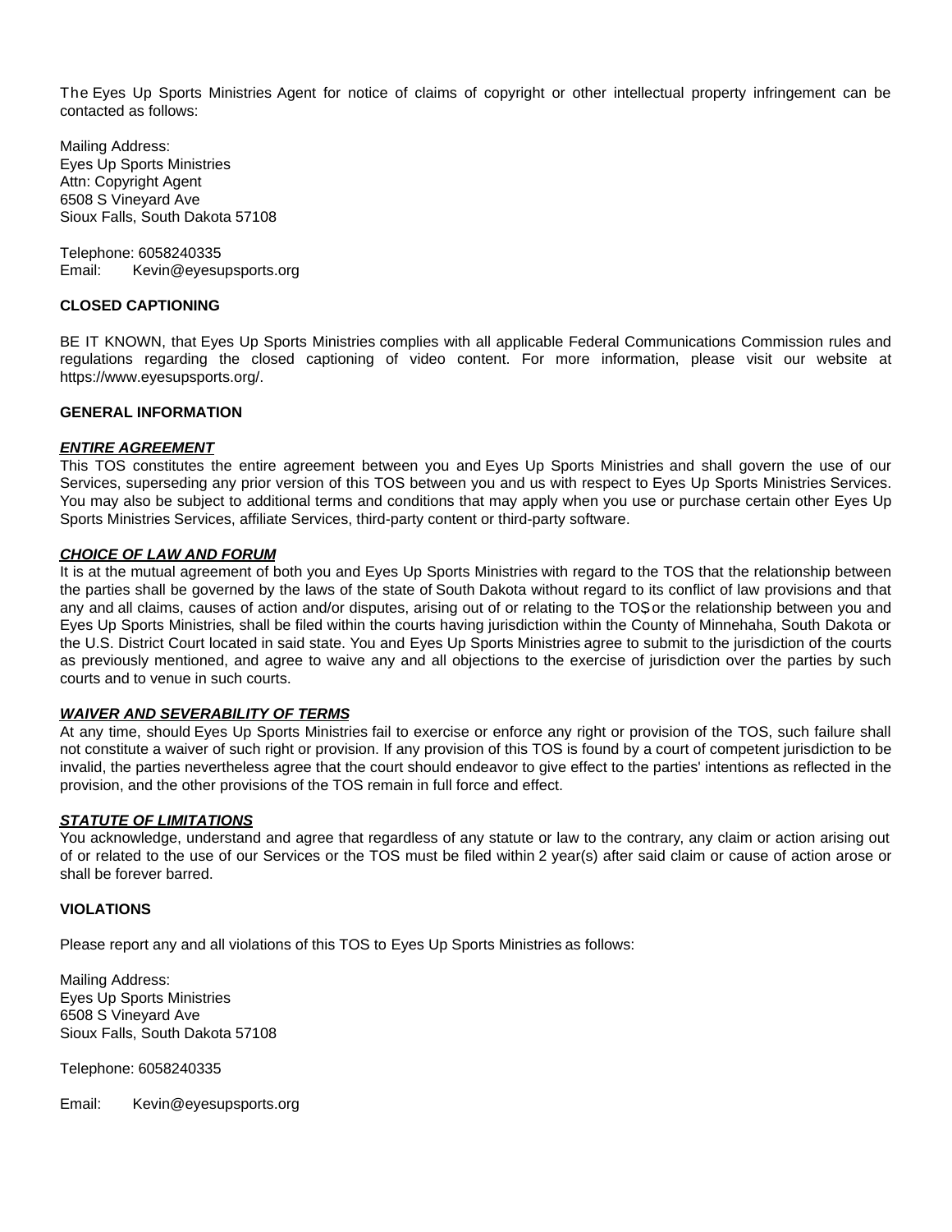The Eyes Up Sports Ministries Agent for notice of claims of copyright or other intellectual property infringement can be contacted as follows:

Mailing Address:
Eyes Up Sports Ministries
Attn: Copyright Agent
6508 S Vineyard Ave
Sioux Falls, South Dakota 57108

Telephone: 6058240335
Email: Kevin@eyesupsports.org

**CLOSED CAPTIONING**

BE IT KNOWN, that Eyes Up Sports Ministries complies with all applicable Federal Communications Commission rules and regulations regarding the closed captioning of video content. For more information, please visit our website at https://www.eyesupsports.org/.

**GENERAL INFORMATION**

***ENTIRE AGREEMENT***

This TOS constitutes the entire agreement between you and Eyes Up Sports Ministries and shall govern the use of our Services, superseding any prior version of this TOS between you and us with respect to Eyes Up Sports Ministries Services. You may also be subject to additional terms and conditions that may apply when you use or purchase certain other Eyes Up Sports Ministries Services, affiliate Services, third-party content or third-party software.

***CHOICE OF LAW AND FORUM***

It is at the mutual agreement of both you and Eyes Up Sports Ministries with regard to the TOS that the relationship between the parties shall be governed by the laws of the state of South Dakota without regard to its conflict of law provisions and that any and all claims, causes of action and/or disputes, arising out of or relating to the TOS, or the relationship between you and Eyes Up Sports Ministries, shall be filed within the courts having jurisdiction within the County of Minnehaha, South Dakota or the U.S. District Court located in said state. You and Eyes Up Sports Ministries agree to submit to the jurisdiction of the courts as previously mentioned, and agree to waive any and all objections to the exercise of jurisdiction over the parties by such courts and to venue in such courts.

***WAIVER AND SEVERABILITY OF TERMS***

At any time, should Eyes Up Sports Ministries fail to exercise or enforce any right or provision of the TOS, such failure shall not constitute a waiver of such right or provision. If any provision of this TOS is found by a court of competent jurisdiction to be invalid, the parties nevertheless agree that the court should endeavor to give effect to the parties' intentions as reflected in the provision, and the other provisions of the TOS remain in full force and effect.

***STATUTE OF LIMITATIONS***

You acknowledge, understand and agree that regardless of any statute or law to the contrary, any claim or action arising out of or related to the use of our Services or the TOS must be filed within 2 year(s) after said claim or cause of action arose or shall be forever barred.

**VIOLATIONS**

Please report any and all violations of this TOS to Eyes Up Sports Ministries as follows:

Mailing Address:
Eyes Up Sports Ministries
6508 S Vineyard Ave
Sioux Falls, South Dakota 57108

Telephone: 6058240335

Email: Kevin@eyesupsports.org